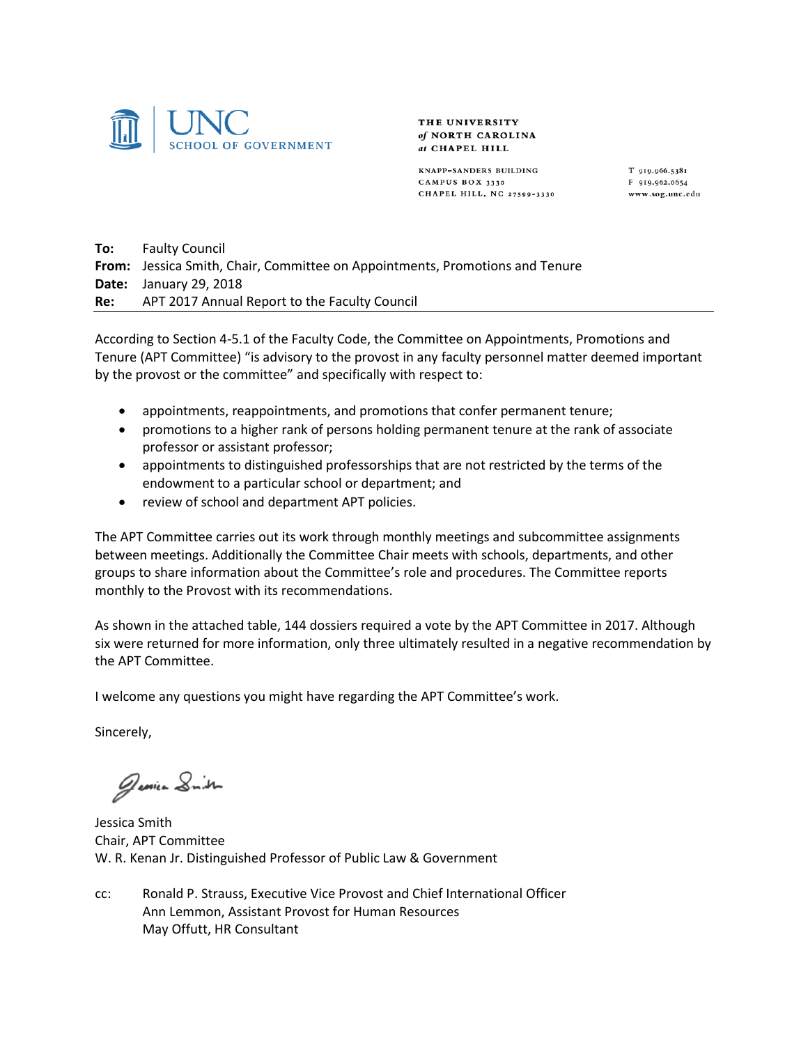UNC SCHOOL OF GOVERNMENT

THE UNIVERSITY *of* NORTH CAROLINA *at* CHAPEL HILL

KNAPP-SANDERS BUILDING
CAMPUS BOX 3330
CHAPEL HILL, NC 27599-3330

T 919.966.5381
F 919.962.0654
www.sog.unc.edu

**To:** Faulty Council
**From:** Jessica Smith, Chair, Committee on Appointments, Promotions and Tenure
**Date:** January 29, 2018
**Re:** APT 2017 Annual Report to the Faculty Council

---

According to Section 4-5.1 of the Faculty Code, the Committee on Appointments, Promotions and Tenure (APT Committee) "is advisory to the provost in any faculty personnel matter deemed important by the provost or the committee" and specifically with respect to:

- appointments, reappointments, and promotions that confer permanent tenure;
- promotions to a higher rank of persons holding permanent tenure at the rank of associate professor or assistant professor;
- appointments to distinguished professorships that are not restricted by the terms of the endowment to a particular school or department; and
- review of school and department APT policies.

The APT Committee carries out its work through monthly meetings and subcommittee assignments between meetings. Additionally the Committee Chair meets with schools, departments, and other groups to share information about the Committee's role and procedures. The Committee reports monthly to the Provost with its recommendations.

As shown in the attached table, 144 dossiers required a vote by the APT Committee in 2017. Although six were returned for more information, only three ultimately resulted in a negative recommendation by the APT Committee.

I welcome any questions you might have regarding the APT Committee's work.

Sincerely,

Jessica Smith
Chair, APT Committee
W. R. Kenan Jr. Distinguished Professor of Public Law & Government

cc: Ronald P. Strauss, Executive Vice Provost and Chief International Officer
Ann Lemmon, Assistant Provost for Human Resources
May Offutt, HR Consultant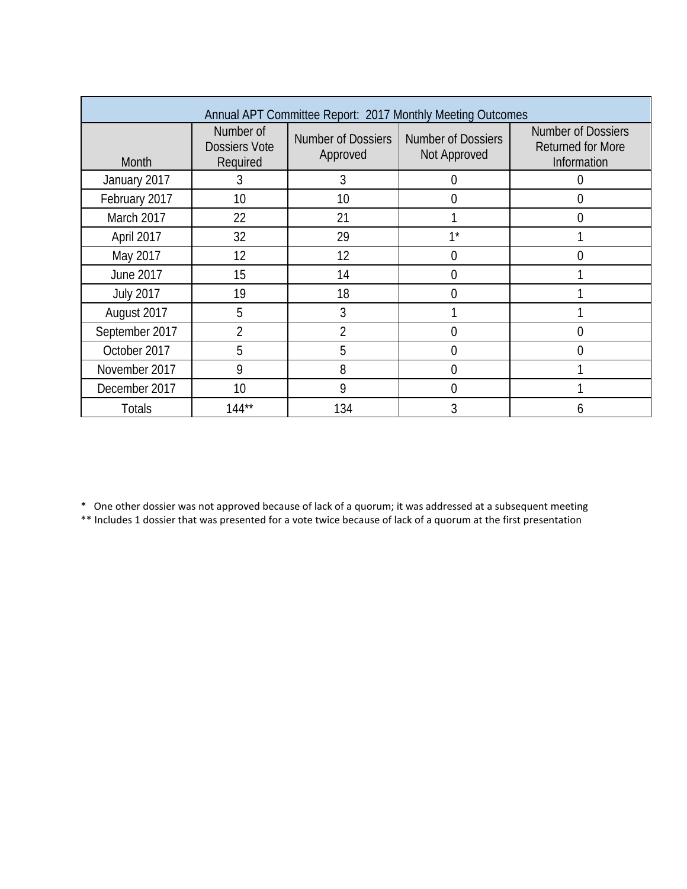| Annual APT Committee Report: 2017 Monthly Meeting Outcomes | | | | |
| --- | --- | --- | --- | --- |
| Month | Number of Dossiers Vote Required | Number of Dossiers Approved | Number of Dossiers Not Approved | Number of Dossiers Returned for More Information |
| January 2017 | 3 | 3 | 0 | 0 |
| February 2017 | 10 | 10 | 0 | 0 |
| March 2017 | 22 | 21 | 1 | 0 |
| April 2017 | 32 | 29 | 1* | 1 |
| May 2017 | 12 | 12 | 0 | 0 |
| June 2017 | 15 | 14 | 0 | 1 |
| July 2017 | 19 | 18 | 0 | 1 |
| August 2017 | 5 | 3 | 1 | 1 |
| September 2017 | 2 | 2 | 0 | 0 |
| October 2017 | 5 | 5 | 0 | 0 |
| November 2017 | 9 | 8 | 0 | 1 |
| December 2017 | 10 | 9 | 0 | 1 |
| Totals | 144** | 134 | 3 | 6 |

* One other dossier was not approved because of lack of a quorum; it was addressed at a subsequent meeting

** Includes 1 dossier that was presented for a vote twice because of lack of a quorum at the first presentation